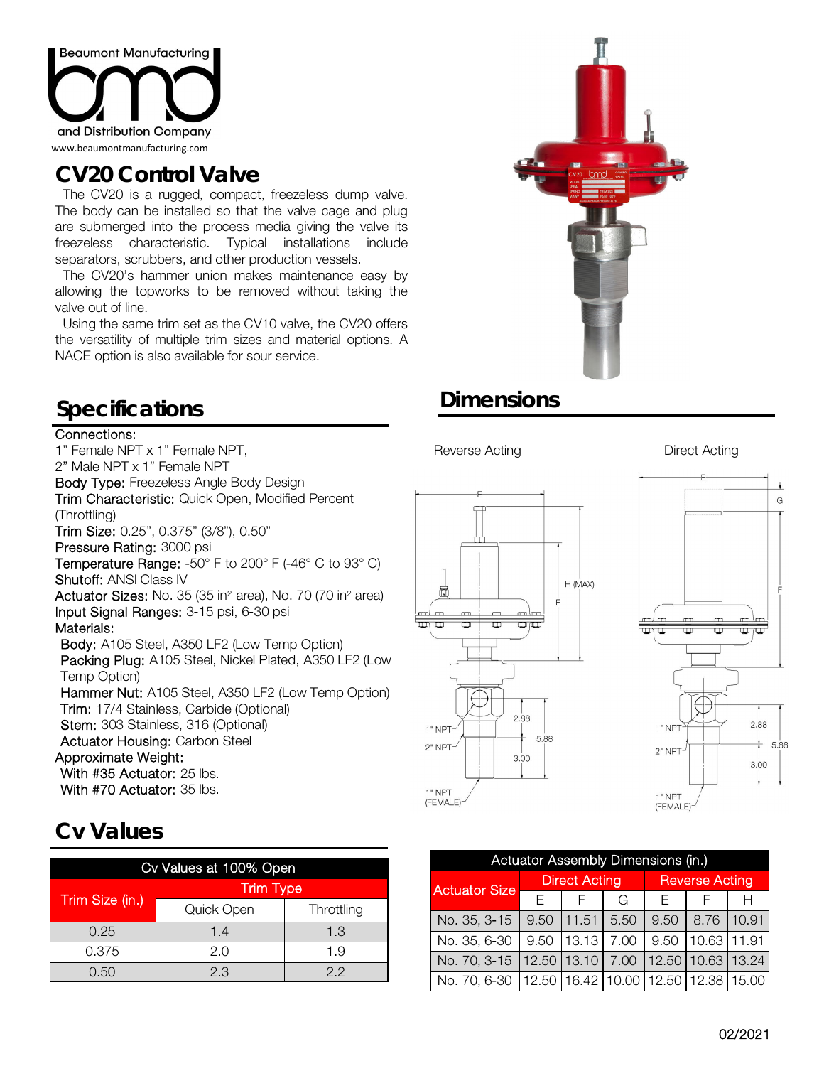Beaumont Manufacturing and Distribution Company

www.beaumontmanufacturing.com

# CV20 Control Valve

The CV20 is a rugged, compact, freezeless dump valve. The body can be installed so that the valve cage and plug are submerged into the process media giving the valve its freezeless characteristic. Typical installations include separators, scrubbers, and other production vessels.

The CV20's hammer union makes maintenance easy by allowing the topworks to be removed without taking the valve out of line.

Using the same trim set as the CV10 valve, the CV20 offers the versatility of multiple trim sizes and material options. A NACE option is also available for sour service.

## Specifications

Connections:
1" Female NPT x 1" Female NPT,
2" Male NPT x 1" Female NPT

Body Type: Freezeless Angle Body Design

Trim Characteristic: Quick Open, Modified Percent (Throttling)

Trim Size: 0.25", 0.375" (3/8"), 0.50"

Pressure Rating: 3000 psi

Temperature Range: -50° F to 200° F (-46° C to 93° C)

Shutoff: ANSI Class IV

Actuator Sizes: No. 35 (35 in² area), No. 70 (70 in² area)

Input Signal Ranges: 3-15 psi, 6-30 psi

Materials:
- Body: A105 Steel, A350 LF2 (Low Temp Option)
- Packing Plug: A105 Steel, Nickel Plated, A350 LF2 (Low Temp Option)
- Hammer Nut: A105 Steel, A350 LF2 (Low Temp Option)
- Trim: 17/4 Stainless, Carbide (Optional)
- Stem: 303 Stainless, 316 (Optional)
- Actuator Housing: Carbon Steel

Approximate Weight:
- With #35 Actuator: 25 lbs.
- With #70 Actuator: 35 lbs.

## Dimensions

Reverse Acting | Direct Acting

## Cv Values

| Cv Values at 100% Open | | |
|---|---|---|
| Trim Size (in.) | Trim Type | |
| | Quick Open | Throttling |
| 0.25 | 1.4 | 1.3 |
| 0.375 | 2.0 | 1.9 |
| 0.50 | 2.3 | 2.2 |

| Actuator Assembly Dimensions (in.) | | | | | | |
|---|---|---|---|---|---|---|
| Actuator Size | Direct Acting | | | Reverse Acting | | |
| | E | F | G | E | F | H |
| No. 35, 3-15 | 9.50 | 11.51 | 5.50 | 9.50 | 8.76 | 10.91 |
| No. 35, 6-30 | 9.50 | 13.13 | 7.00 | 9.50 | 10.63 | 11.91 |
| No. 70, 3-15 | 12.50 | 13.10 | 7.00 | 12.50 | 10.63 | 13.24 |
| No. 70, 6-30 | 12.50 | 16.42 | 10.00 | 12.50 | 12.38 | 15.00 |

02/2021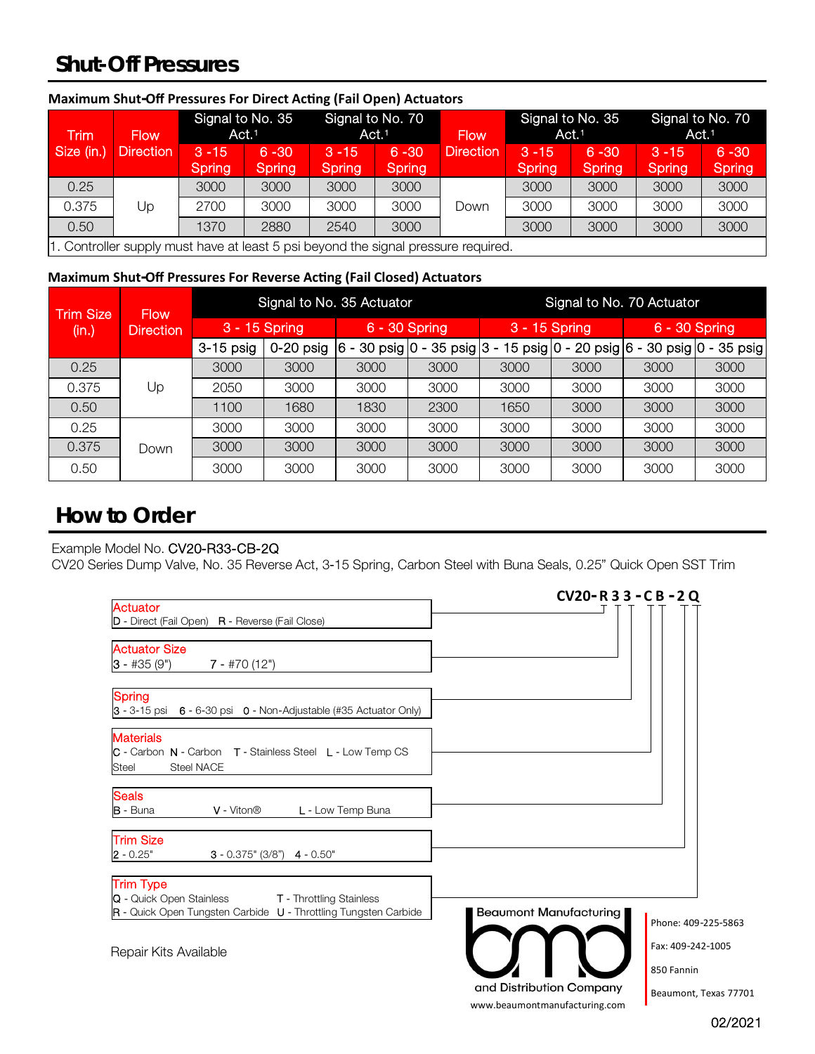# Shut-Off Pressures

### Maximum Shut-Off Pressures For Direct Acting (Fail Open) Actuators

| Trim Size (in.) | Flow Direction | Signal to No. 35 Act.[1] | | Signal to No. 70 Act.[1] | | Flow Direction | Signal to No. 35 Act.[1] | | Signal to No. 70 Act.[1] | |
|---|---|---|---|---|---|---|---|---|---|---|
| | | 3 -15 Spring | 6 -30 Spring | 3 -15 Spring | 6 -30 Spring | | 3 -15 Spring | 6 -30 Spring | 3 -15 Spring | 6 -30 Spring |
| 0.25 | Up | 3000 | 3000 | 3000 | 3000 | Down | 3000 | 3000 | 3000 | 3000 |
| 0.375 | | 2700 | 3000 | 3000 | 3000 | | 3000 | 3000 | 3000 | 3000 |
| 0.50 | | 1370 | 2880 | 2540 | 3000 | | 3000 | 3000 | 3000 | 3000 |

1. Controller supply must have at least 5 psi beyond the signal pressure required.

### Maximum Shut-Off Pressures For Reverse Acting (Fail Closed) Actuators

| Trim Size (in.) | Flow Direction | Signal to No. 35 Actuator | | | | Signal to No. 70 Actuator | | | |
|---|---|---|---|---|---|---|---|---|---|
| | | 3 - 15 Spring | | 6 - 30 Spring | | 3 - 15 Spring | | 6 - 30 Spring | |
| | | 3-15 psig | 0-20 psig | 6 - 30 psig | 0 - 35 psig | 3 - 15 psig | 0 - 20 psig | 6 - 30 psig | 0 - 35 psig |
| 0.25 | Up | 3000 | 3000 | 3000 | 3000 | 3000 | 3000 | 3000 | 3000 |
| 0.375 | | 2050 | 3000 | 3000 | 3000 | 3000 | 3000 | 3000 | 3000 |
| 0.50 | | 1100 | 1680 | 1830 | 2300 | 1650 | 3000 | 3000 | 3000 |
| 0.25 | Down | 3000 | 3000 | 3000 | 3000 | 3000 | 3000 | 3000 | 3000 |
| 0.375 | | 3000 | 3000 | 3000 | 3000 | 3000 | 3000 | 3000 | 3000 |
| 0.50 | | 3000 | 3000 | 3000 | 3000 | 3000 | 3000 | 3000 | 3000 |

# How to Order

Example Model No. CV20-R33-CB-2Q

CV20 Series Dump Valve, No. 35 Reverse Act, 3-15 Spring, Carbon Steel with Buna Seals, 0.25" Quick Open SST Trim

**CV20- R 3 3 - C B - 2 Q**

**Actuator**
D - Direct (Fail Open) R - Reverse (Fail Close)

**Actuator Size**
3 - #35 (9") 7 - #70 (12")

**Spring**
3 - 3-15 psi 6 - 6-30 psi 0 - Non-Adjustable (#35 Actuator Only)

**Materials**
C - Carbon Steel N - Carbon Steel NACE T - Stainless Steel L - Low Temp CS

**Seals**
B - Buna V - Viton® L - Low Temp Buna

**Trim Size**
2 - 0.25" 3 - 0.375" (3/8") 4 - 0.50"

**Trim Type**
Q - Quick Open Stainless T - Throttling Stainless
R - Quick Open Tungsten Carbide U - Throttling Tungsten Carbide

Repair Kits Available

Beaumont Manufacturing and Distribution Company
www.beaumontmanufacturing.com

Phone: 409-225-5863
Fax: 409-242-1005
850 Fannin
Beaumont, Texas 77701

02/2021